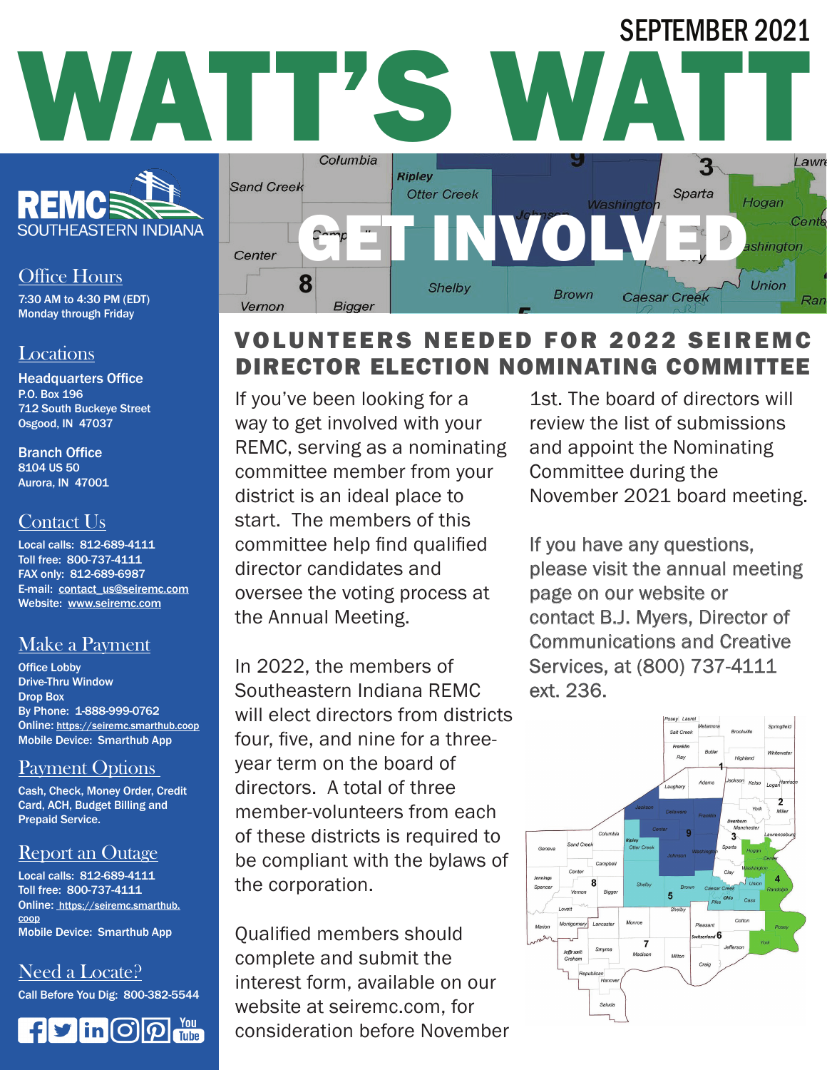SEPTEMBER 2021

# WATT'S WATT

REMC SOUTHEASTERN INDIANA

## Office Hours

7:30 AM to 4:30 PM (EDT)
Monday through Friday

## Locations

**Headquarters Office**
P.O. Box 196
712 South Buckeye Street
Osgood, IN 47037

**Branch Office**
8104 US 50
Aurora, IN 47001

## Contact Us

Local calls: 812-689-4111
Toll free: 800-737-4111
FAX only: 812-689-6987
E-mail: contact_us@seiremc.com
Website: www.seiremc.com

## Make a Payment

Office Lobby
Drive-Thru Window
Drop Box
By Phone: 1-888-999-0762
Online: https://seiremc.smarthub.coop
Mobile Device: Smarthub App

## Payment Options

Cash, Check, Money Order, Credit Card, ACH, Budget Billing and Prepaid Service.

## Report an Outage

Local calls: 812-689-4111
Toll free: 800-737-4111
Online: https://seiremc.smarthub.coop
Mobile Device: Smarthub App

## Need a Locate?

Call Before You Dig: 800-382-5544

# GET INVOLVED

## VOLUNTEERS NEEDED FOR 2022 SEIREMC DIRECTOR ELECTION NOMINATING COMMITTEE

If you've been looking for a way to get involved with your REMC, serving as a nominating committee member from your district is an ideal place to start. The members of this committee help find qualified director candidates and oversee the voting process at the Annual Meeting.

In 2022, the members of Southeastern Indiana REMC will elect directors from districts four, five, and nine for a three-year term on the board of directors. A total of three member-volunteers from each of these districts is required to be compliant with the bylaws of the corporation.

Qualified members should complete and submit the interest form, available on our website at seiremc.com, for consideration before November 1st. The board of directors will review the list of submissions and appoint the Nominating Committee during the November 2021 board meeting.

If you have any questions, please visit the annual meeting page on our website or contact B.J. Myers, Director of Communications and Creative Services, at (800) 737-4111 ext. 236.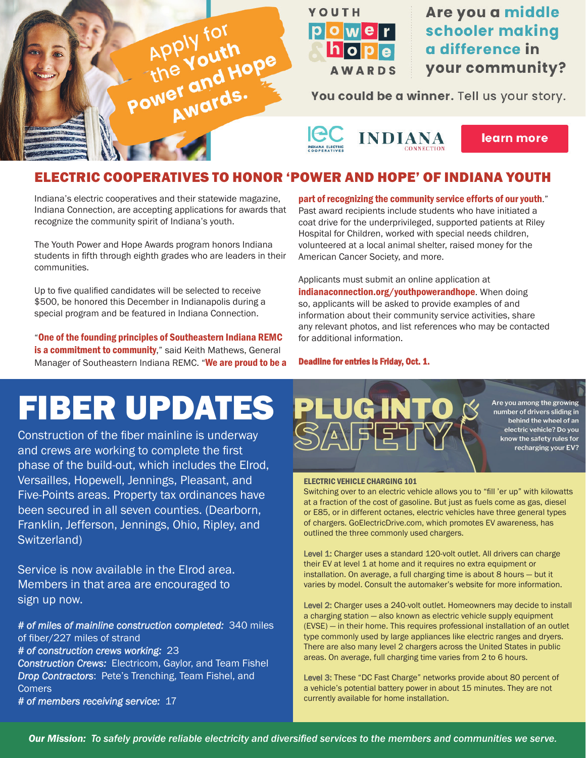Apply for the Youth Power and Hope Awards.

YOUTH power & hope AWARDS

**Are you a middle schooler making a difference in your community?**

**You could be a winner.** Tell us your story.

IEC INDIANA ELECTRIC COOPERATIVES | INDIANA CONNECTION | learn more

## ELECTRIC COOPERATIVES TO HONOR 'POWER AND HOPE' OF INDIANA YOUTH

Indiana's electric cooperatives and their statewide magazine, Indiana Connection, are accepting applications for awards that recognize the community spirit of Indiana's youth.

The Youth Power and Hope Awards program honors Indiana students in fifth through eighth grades who are leaders in their communities.

Up to five qualified candidates will be selected to receive $500, be honored this December in Indianapolis during a special program and be featured in Indiana Connection.

"**One of the founding principles of Southeastern Indiana REMC is a commitment to community**," said Keith Mathews, General Manager of Southeastern Indiana REMC. "**We are proud to be a part of recognizing the community service efforts of our youth**."

Past award recipients include students who have initiated a coat drive for the underprivileged, supported patients at Riley Hospital for Children, worked with special needs children, volunteered at a local animal shelter, raised money for the American Cancer Society, and more.

Applicants must submit an online application at **indianaconnection.org/youthpowerandhope**. When doing so, applicants will be asked to provide examples of and information about their community service activities, share any relevant photos, and list references who may be contacted for additional information.

**Deadline for entries is Friday, Oct. 1.**

# FIBER UPDATES

Construction of the fiber mainline is underway and crews are working to complete the first phase of the build-out, which includes the Elrod, Versailles, Hopewell, Jennings, Pleasant, and Five-Points areas. Property tax ordinances have been secured in all seven counties. (Dearborn, Franklin, Jefferson, Jennings, Ohio, Ripley, and Switzerland)

Service is now available in the Elrod area. Members in that area are encouraged to sign up now.

*# of miles of mainline construction completed:* 340 miles of fiber/227 miles of strand
*# of construction crews working:* 23
*Construction Crews:* Electricom, Gaylor, and Team Fishel
*Drop Contractors*: Pete's Trenching, Team Fishel, and Comers
*# of members receiving service:* 17

# PLUG INTO SAFETY

Are you among the growing number of drivers sliding in behind the wheel of an electric vehicle? Do you know the safety rules for recharging your EV?

### ELECTRIC VEHICLE CHARGING 101

Switching over to an electric vehicle allows you to "fill 'er up" with kilowatts at a fraction of the cost of gasoline. But just as fuels come as gas, diesel or E85, or in different octanes, electric vehicles have three general types of chargers. GoElectricDrive.com, which promotes EV awareness, has outlined the three commonly used chargers.

Level 1: Charger uses a standard 120-volt outlet. All drivers can charge their EV at level 1 at home and it requires no extra equipment or installation. On average, a full charging time is about 8 hours — but it varies by model. Consult the automaker's website for more information.

Level 2: Charger uses a 240-volt outlet. Homeowners may decide to install a charging station — also known as electric vehicle supply equipment (EVSE) — in their home. This requires professional installation of an outlet type commonly used by large appliances like electric ranges and dryers. There are also many level 2 chargers across the United States in public areas. On average, full charging time varies from 2 to 6 hours.

Level 3: These "DC Fast Charge" networks provide about 80 percent of a vehicle's potential battery power in about 15 minutes. They are not currently available for home installation.

***Our Mission:** To safely provide reliable electricity and diversified services to the members and communities we serve.*